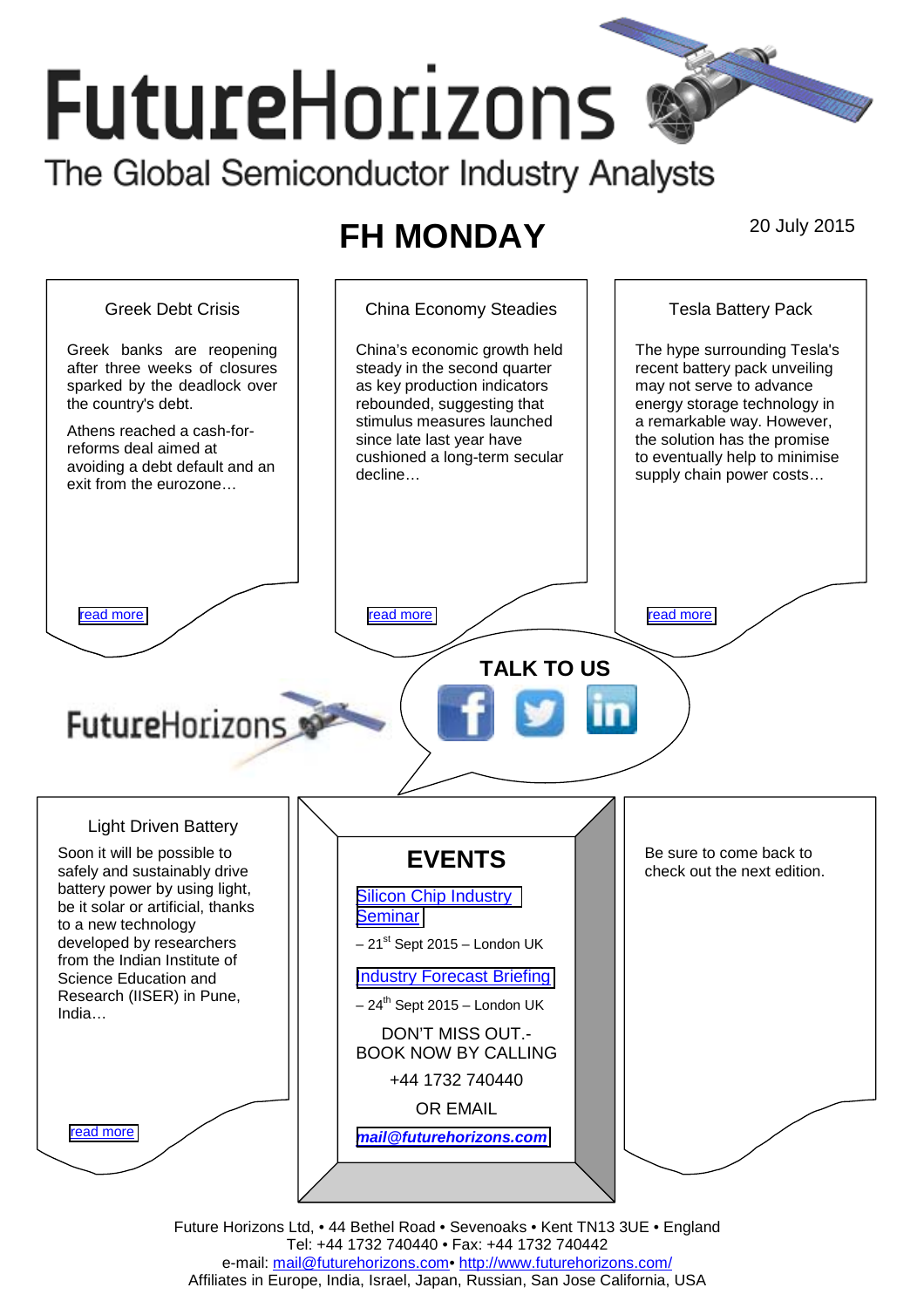# FutureHorizons

The Global Semiconductor Industry Analysts

## FH MONDAY

20 July 2015

### Greek Debt Crisis

Greek banks are reopening after three weeks of closures sparked by the deadlock over the country's debt.

Athens reached a cash-for-reforms deal aimed at avoiding a debt default and an exit from the eurozone…

read more

### China Economy Steadies

China's economic growth held steady in the second quarter as key production indicators rebounded, suggesting that stimulus measures launched since late last year have cushioned a long-term secular decline…

read more

### Tesla Battery Pack

The hype surrounding Tesla's recent battery pack unveiling may not serve to advance energy storage technology in a remarkable way. However, the solution has the promise to eventually help to minimise supply chain power costs…

read more

**TALK TO US**

FutureHorizons

### Light Driven Battery

Soon it will be possible to safely and sustainably drive battery power by using light, be it solar or artificial, thanks to a new technology developed by researchers from the Indian Institute of Science Education and Research (IISER) in Pune, India…

read more

## EVENTS

Silicon Chip Industry Seminar

– 21st Sept 2015 – London UK

Industry Forecast Briefing

– 24th Sept 2015 – London UK

DON'T MISS OUT.- BOOK NOW BY CALLING

+44 1732 740440

OR EMAIL

***mail@futurehorizons.com***

Be sure to come back to check out the next edition.

Future Horizons Ltd, • 44 Bethel Road • Sevenoaks • Kent TN13 3UE • England
Tel: +44 1732 740440 • Fax: +44 1732 740442
e-mail: mail@futurehorizons.com• http://www.futurehorizons.com/
Affiliates in Europe, India, Israel, Japan, Russian, San Jose California, USA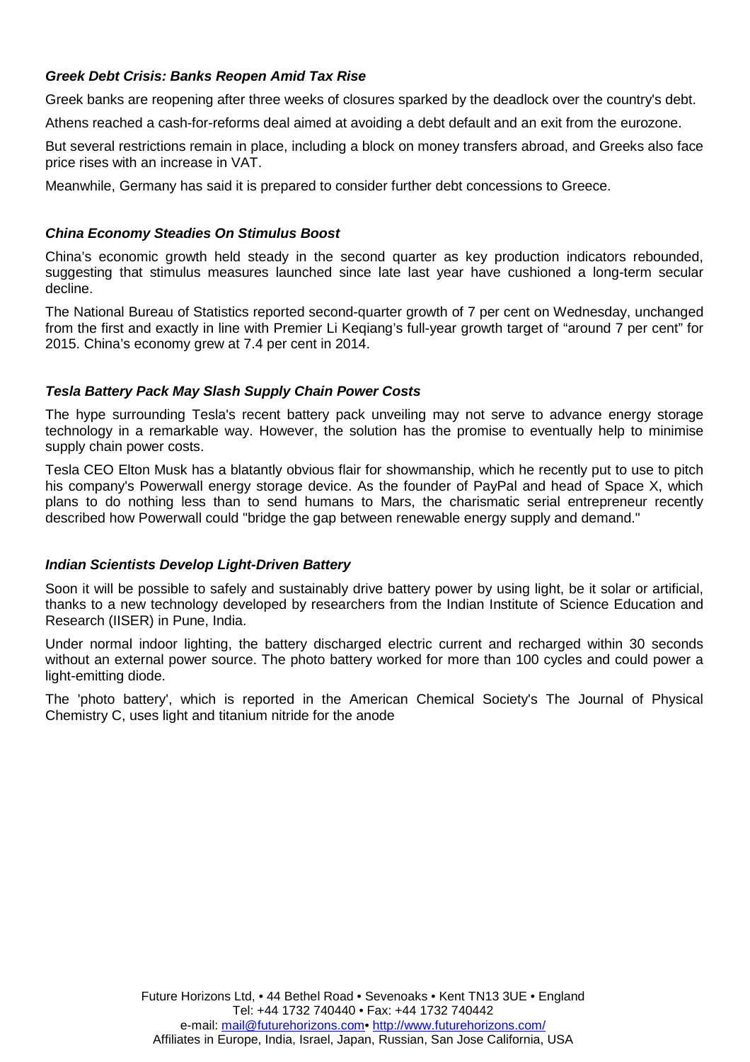### ***Greek Debt Crisis: Banks Reopen Amid Tax Rise***

Greek banks are reopening after three weeks of closures sparked by the deadlock over the country's debt.

Athens reached a cash-for-reforms deal aimed at avoiding a debt default and an exit from the eurozone.

But several restrictions remain in place, including a block on money transfers abroad, and Greeks also face price rises with an increase in VAT.

Meanwhile, Germany has said it is prepared to consider further debt concessions to Greece.

### ***China Economy Steadies On Stimulus Boost***

China's economic growth held steady in the second quarter as key production indicators rebounded, suggesting that stimulus measures launched since late last year have cushioned a long-term secular decline.

The National Bureau of Statistics reported second-quarter growth of 7 per cent on Wednesday, unchanged from the first and exactly in line with Premier Li Keqiang's full-year growth target of "around 7 per cent" for 2015. China's economy grew at 7.4 per cent in 2014.

### ***Tesla Battery Pack May Slash Supply Chain Power Costs***

The hype surrounding Tesla's recent battery pack unveiling may not serve to advance energy storage technology in a remarkable way. However, the solution has the promise to eventually help to minimise supply chain power costs.

Tesla CEO Elton Musk has a blatantly obvious flair for showmanship, which he recently put to use to pitch his company's Powerwall energy storage device. As the founder of PayPal and head of Space X, which plans to do nothing less than to send humans to Mars, the charismatic serial entrepreneur recently described how Powerwall could "bridge the gap between renewable energy supply and demand."

### ***Indian Scientists Develop Light-Driven Battery***

Soon it will be possible to safely and sustainably drive battery power by using light, be it solar or artificial, thanks to a new technology developed by researchers from the Indian Institute of Science Education and Research (IISER) in Pune, India.

Under normal indoor lighting, the battery discharged electric current and recharged within 30 seconds without an external power source. The photo battery worked for more than 100 cycles and could power a light-emitting diode.

The 'photo battery', which is reported in the American Chemical Society's The Journal of Physical Chemistry C, uses light and titanium nitride for the anode

Future Horizons Ltd, • 44 Bethel Road • Sevenoaks • Kent TN13 3UE • England
Tel: +44 1732 740440 • Fax: +44 1732 740442
e-mail: mail@futurehorizons.com• http://www.futurehorizons.com/
Affiliates in Europe, India, Israel, Japan, Russian, San Jose California, USA